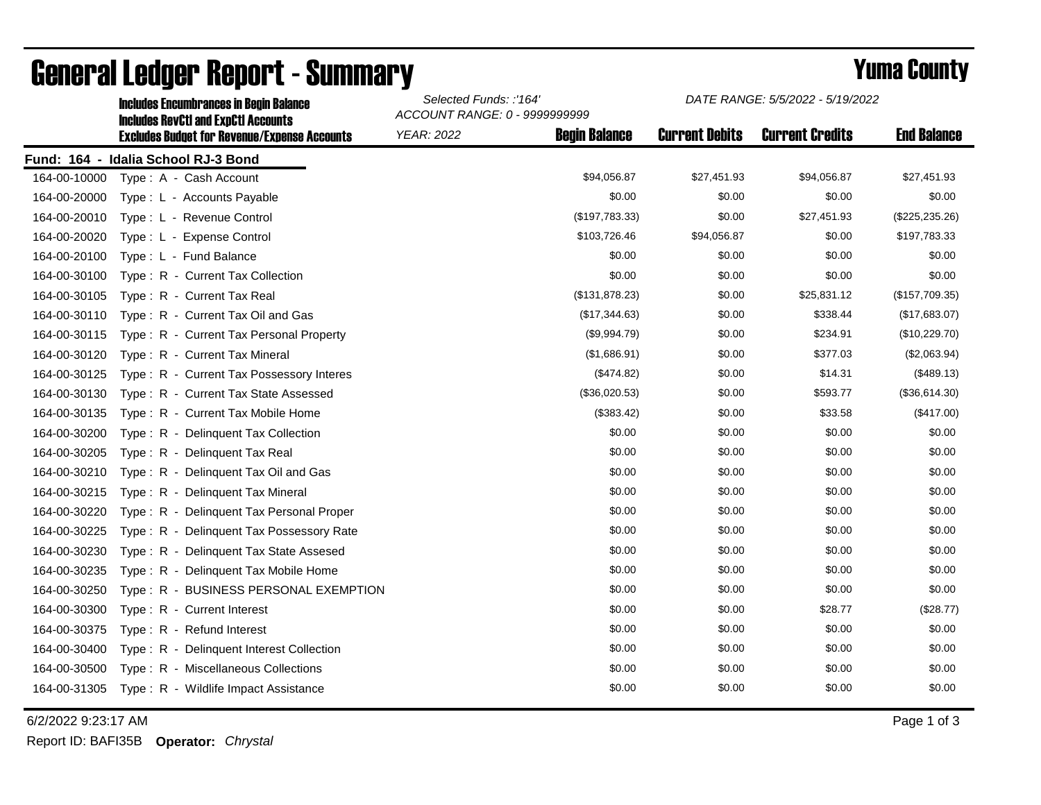# General Ledger Report - Summary

## Yuma County

**Includes Encumbrances in Begin Balance**
**Includes RevCtl and ExpCtl Accounts**
**Excludes Budget for Revenue/Expense Accounts**

*Selected Funds: :'164'*
*ACCOUNT RANGE: 0 - 9999999999*
*YEAR: 2022*

*DATE RANGE: 5/5/2022 - 5/19/2022*

**Fund: 164 - Idalia School RJ-3 Bond**

| Account | Description | Begin Balance | Current Debits | Current Credits | End Balance |
|---|---|---|---|---|---|
| 164-00-10000 | Type : A - Cash Account | $94,056.87 | $27,451.93 | $94,056.87 | $27,451.93 |
| 164-00-20000 | Type : L - Accounts Payable | $0.00 | $0.00 | $0.00 | $0.00 |
| 164-00-20010 | Type : L - Revenue Control | ($197,783.33) | $0.00 | $27,451.93 | ($225,235.26) |
| 164-00-20020 | Type : L - Expense Control | $103,726.46 | $94,056.87 | $0.00 | $197,783.33 |
| 164-00-20100 | Type : L - Fund Balance | $0.00 | $0.00 | $0.00 | $0.00 |
| 164-00-30100 | Type : R - Current Tax Collection | $0.00 | $0.00 | $0.00 | $0.00 |
| 164-00-30105 | Type : R - Current Tax Real | ($131,878.23) | $0.00 | $25,831.12 | ($157,709.35) |
| 164-00-30110 | Type : R - Current Tax Oil and Gas | ($17,344.63) | $0.00 | $338.44 | ($17,683.07) |
| 164-00-30115 | Type : R - Current Tax Personal Property | ($9,994.79) | $0.00 | $234.91 | ($10,229.70) |
| 164-00-30120 | Type : R - Current Tax Mineral | ($1,686.91) | $0.00 | $377.03 | ($2,063.94) |
| 164-00-30125 | Type : R - Current Tax Possessory Interes | ($474.82) | $0.00 | $14.31 | ($489.13) |
| 164-00-30130 | Type : R - Current Tax State Assessed | ($36,020.53) | $0.00 | $593.77 | ($36,614.30) |
| 164-00-30135 | Type : R - Current Tax Mobile Home | ($383.42) | $0.00 | $33.58 | ($417.00) |
| 164-00-30200 | Type : R - Delinquent Tax Collection | $0.00 | $0.00 | $0.00 | $0.00 |
| 164-00-30205 | Type : R - Delinquent Tax Real | $0.00 | $0.00 | $0.00 | $0.00 |
| 164-00-30210 | Type : R - Delinquent Tax Oil and Gas | $0.00 | $0.00 | $0.00 | $0.00 |
| 164-00-30215 | Type : R - Delinquent Tax Mineral | $0.00 | $0.00 | $0.00 | $0.00 |
| 164-00-30220 | Type : R - Delinquent Tax Personal Proper | $0.00 | $0.00 | $0.00 | $0.00 |
| 164-00-30225 | Type : R - Delinquent Tax Possessory Rate | $0.00 | $0.00 | $0.00 | $0.00 |
| 164-00-30230 | Type : R - Delinquent Tax State Assesed | $0.00 | $0.00 | $0.00 | $0.00 |
| 164-00-30235 | Type : R - Delinquent Tax Mobile Home | $0.00 | $0.00 | $0.00 | $0.00 |
| 164-00-30250 | Type : R - BUSINESS PERSONAL EXEMPTION | $0.00 | $0.00 | $0.00 | $0.00 |
| 164-00-30300 | Type : R - Current Interest | $0.00 | $0.00 | $28.77 | ($28.77) |
| 164-00-30375 | Type : R - Refund Interest | $0.00 | $0.00 | $0.00 | $0.00 |
| 164-00-30400 | Type : R - Delinquent Interest Collection | $0.00 | $0.00 | $0.00 | $0.00 |
| 164-00-30500 | Type : R - Miscellaneous Collections | $0.00 | $0.00 | $0.00 | $0.00 |
| 164-00-31305 | Type : R - Wildlife Impact Assistance | $0.00 | $0.00 | $0.00 | $0.00 |

6/2/2022 9:23:17 AM

Report ID: BAFI35B **Operator:** *Chrystal*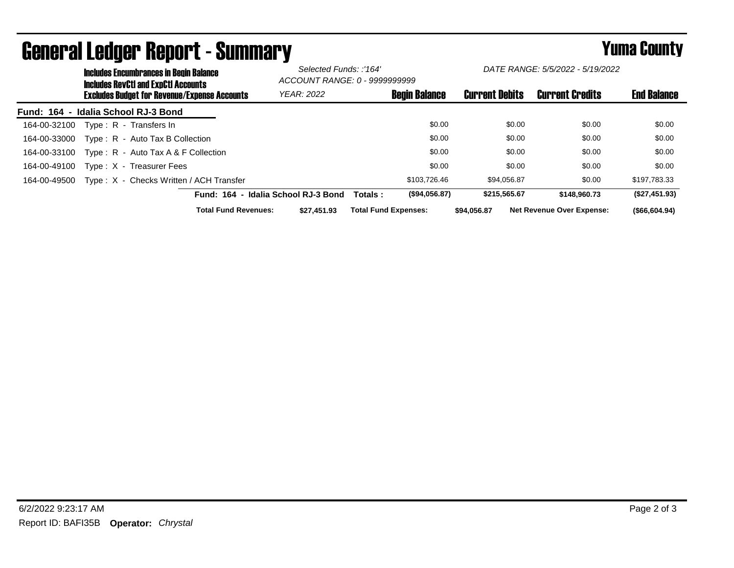# General Ledger Report - Summary

**Yuma County**

**Includes Encumbrances in Begin Balance**
**Includes RevCtl and ExpCtl Accounts**
**Excludes Budget for Revenue/Expense Accounts**

*Selected Funds: :'164'*
*ACCOUNT RANGE: 0 - 9999999999*
*YEAR: 2022*

*DATE RANGE: 5/5/2022 - 5/19/2022*

**Fund: 164 - Idalia School RJ-3 Bond**

| Account | Description | Begin Balance | Current Debits | Current Credits | End Balance |
|---|---|---|---|---|---|
| 164-00-32100 | Type : R - Transfers In | $0.00 | $0.00 | $0.00 | $0.00 |
| 164-00-33000 | Type : R - Auto Tax B Collection | $0.00 | $0.00 | $0.00 | $0.00 |
| 164-00-33100 | Type : R - Auto Tax A & F Collection | $0.00 | $0.00 | $0.00 | $0.00 |
| 164-00-49100 | Type : X - Treasurer Fees | $0.00 | $0.00 | $0.00 | $0.00 |
| 164-00-49500 | Type : X - Checks Written / ACH Transfer | $103,726.46 | $94,056.87 | $0.00 | $197,783.33 |
| | **Fund: 164 - Idalia School RJ-3 Bond Totals :** | **($94,056.87)** | **$215,565.67** | **$148,960.73** | **($27,451.93)** |

**Total Fund Revenues:** **$27,451.93** **Total Fund Expenses:** **$94,056.87** **Net Revenue Over Expense:** **($66,604.94)**

6/2/2022 9:23:17 AM

Report ID: BAFI35B **Operator:** *Chrystal*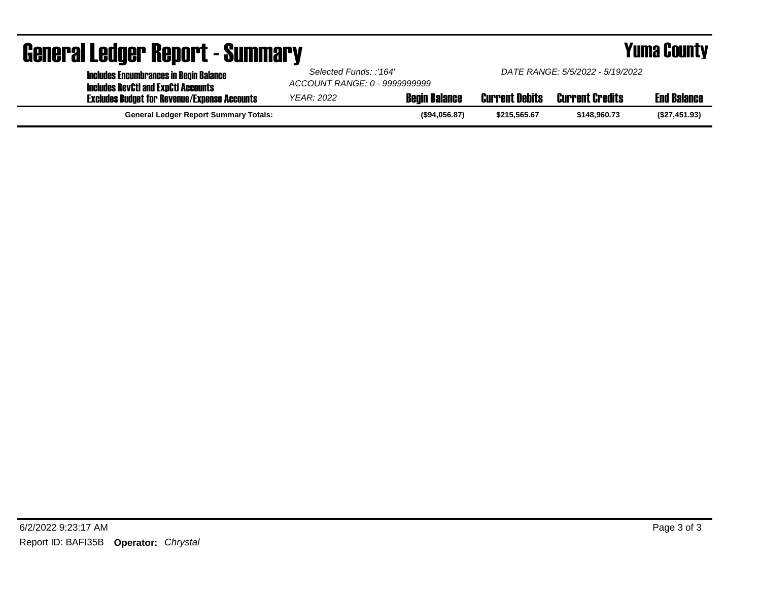# General Ledger Report - Summary

**Yuma County**

**Includes Encumbrances in Begin Balance**
**Includes RevCtl and ExpCtl Accounts**
**Excludes Budget for Revenue/Expense Accounts**

*Selected Funds: :'164'*
*ACCOUNT RANGE: 0 - 9999999999*
*YEAR: 2022*

*DATE RANGE: 5/5/2022 - 5/19/2022*

| | Begin Balance | Current Debits | Current Credits | End Balance |
|---|---|---|---|---|
| **General Ledger Report Summary Totals:** | **($94,056.87)** | **$215,565.67** | **$148,960.73** | **($27,451.93)** |

6/2/2022 9:23:17 AM

Report ID: BAFI35B **Operator:** *Chrystal*